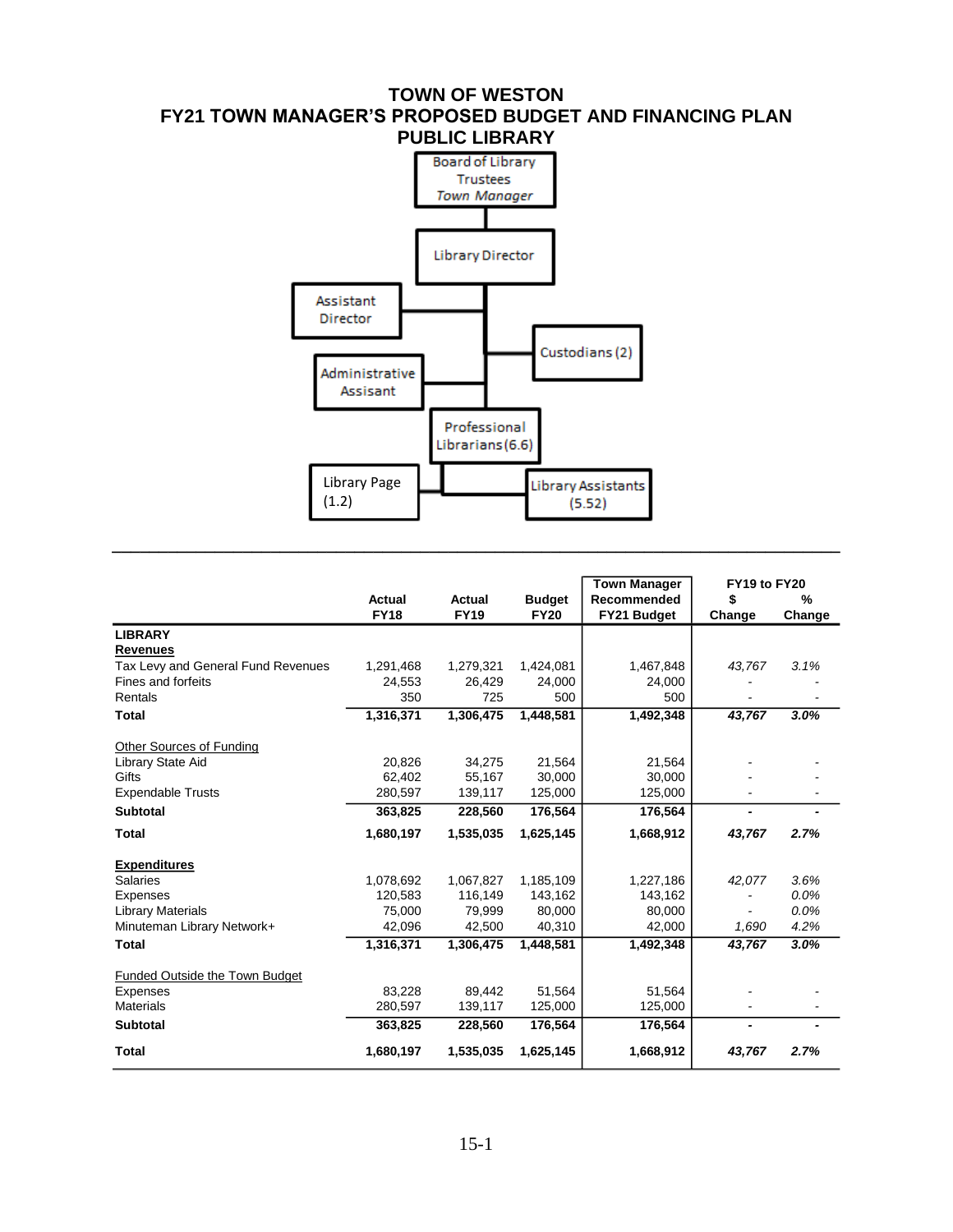# TOWN OF WESTON
## FY21 TOWN MANAGER'S PROPOSED BUDGET AND FINANCING PLAN
## PUBLIC LIBRARY

Board of Library Trustees
*Town Manager*

Library Director

Assistant Director

Custodians (2)

Administrative Assisant

Professional Librarians (6.6)

Library Page (1.2)

Library Assistants (5.52)

| | Actual FY18 | Actual FY19 | Budget FY20 | Town Manager Recommended FY21 Budget | FY19 to FY20 $ Change | FY19 to FY20 % Change |
|---|---|---|---|---|---|---|
| **LIBRARY** | | | | | | |
| **Revenues** | | | | | | |
| Tax Levy and General Fund Revenues | 1,291,468 | 1,279,321 | 1,424,081 | 1,467,848 | *43,767* | *3.1%* |
| Fines and forfeits | 24,553 | 26,429 | 24,000 | 24,000 | - | - |
| Rentals | 350 | 725 | 500 | 500 | - | - |
| **Total** | **1,316,371** | **1,306,475** | **1,448,581** | **1,492,348** | ***43,767*** | ***3.0%*** |
| Other Sources of Funding | | | | | | |
| Library State Aid | 20,826 | 34,275 | 21,564 | 21,564 | - | - |
| Gifts | 62,402 | 55,167 | 30,000 | 30,000 | - | - |
| Expendable Trusts | 280,597 | 139,117 | 125,000 | 125,000 | - | - |
| **Subtotal** | **363,825** | **228,560** | **176,564** | **176,564** | **-** | **-** |
| **Total** | **1,680,197** | **1,535,035** | **1,625,145** | **1,668,912** | ***43,767*** | ***2.7%*** |
| **Expenditures** | | | | | | |
| Salaries | 1,078,692 | 1,067,827 | 1,185,109 | 1,227,186 | *42,077* | *3.6%* |
| Expenses | 120,583 | 116,149 | 143,162 | 143,162 | - | *0.0%* |
| Library Materials | 75,000 | 79,999 | 80,000 | 80,000 | - | *0.0%* |
| Minuteman Library Network+ | 42,096 | 42,500 | 40,310 | 42,000 | *1,690* | *4.2%* |
| **Total** | **1,316,371** | **1,306,475** | **1,448,581** | **1,492,348** | ***43,767*** | ***3.0%*** |
| Funded Outside the Town Budget | | | | | | |
| Expenses | 83,228 | 89,442 | 51,564 | 51,564 | - | - |
| Materials | 280,597 | 139,117 | 125,000 | 125,000 | - | - |
| **Subtotal** | **363,825** | **228,560** | **176,564** | **176,564** | **-** | **-** |
| **Total** | **1,680,197** | **1,535,035** | **1,625,145** | **1,668,912** | ***43,767*** | ***2.7%*** |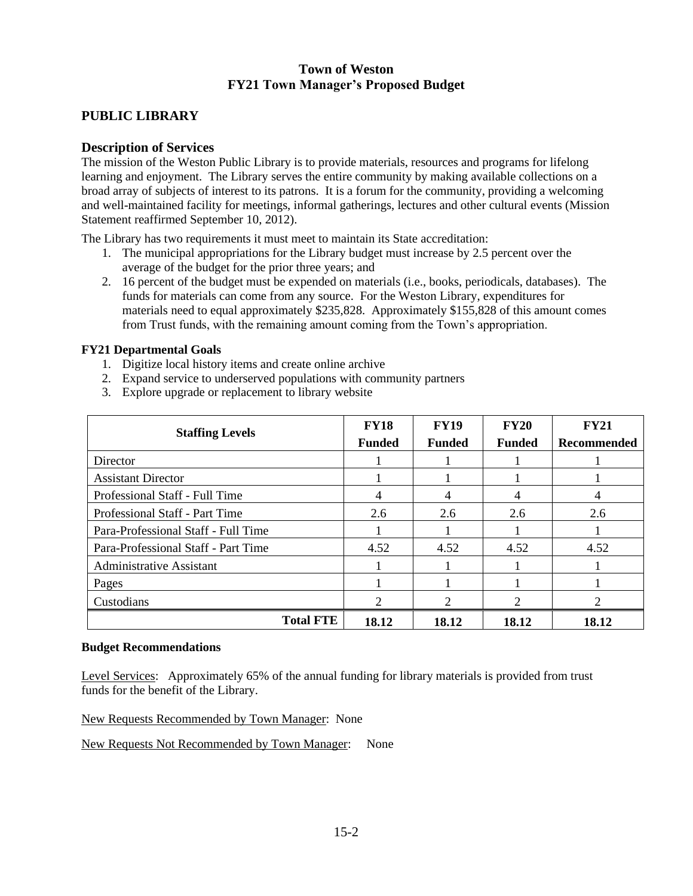# Town of Weston
## FY21 Town Manager's Proposed Budget

## PUBLIC LIBRARY

### Description of Services

The mission of the Weston Public Library is to provide materials, resources and programs for lifelong learning and enjoyment. The Library serves the entire community by making available collections on a broad array of subjects of interest to its patrons. It is a forum for the community, providing a welcoming and well-maintained facility for meetings, informal gatherings, lectures and other cultural events (Mission Statement reaffirmed September 10, 2012).

The Library has two requirements it must meet to maintain its State accreditation:

1. The municipal appropriations for the Library budget must increase by 2.5 percent over the average of the budget for the prior three years; and
2. 16 percent of the budget must be expended on materials (i.e., books, periodicals, databases). The funds for materials can come from any source. For the Weston Library, expenditures for materials need to equal approximately $235,828. Approximately $155,828 of this amount comes from Trust funds, with the remaining amount coming from the Town's appropriation.

**FY21 Departmental Goals**

1. Digitize local history items and create online archive
2. Expand service to underserved populations with community partners
3. Explore upgrade or replacement to library website

| Staffing Levels | FY18 Funded | FY19 Funded | FY20 Funded | FY21 Recommended |
|---|---|---|---|---|
| Director | 1 | 1 | 1 | 1 |
| Assistant Director | 1 | 1 | 1 | 1 |
| Professional Staff - Full Time | 4 | 4 | 4 | 4 |
| Professional Staff - Part Time | 2.6 | 2.6 | 2.6 | 2.6 |
| Para-Professional Staff - Full Time | 1 | 1 | 1 | 1 |
| Para-Professional Staff - Part Time | 4.52 | 4.52 | 4.52 | 4.52 |
| Administrative Assistant | 1 | 1 | 1 | 1 |
| Pages | 1 | 1 | 1 | 1 |
| Custodians | 2 | 2 | 2 | 2 |
| **Total FTE** | **18.12** | **18.12** | **18.12** | **18.12** |

**Budget Recommendations**

Level Services: Approximately 65% of the annual funding for library materials is provided from trust funds for the benefit of the Library.

New Requests Recommended by Town Manager: None

New Requests Not Recommended by Town Manager: None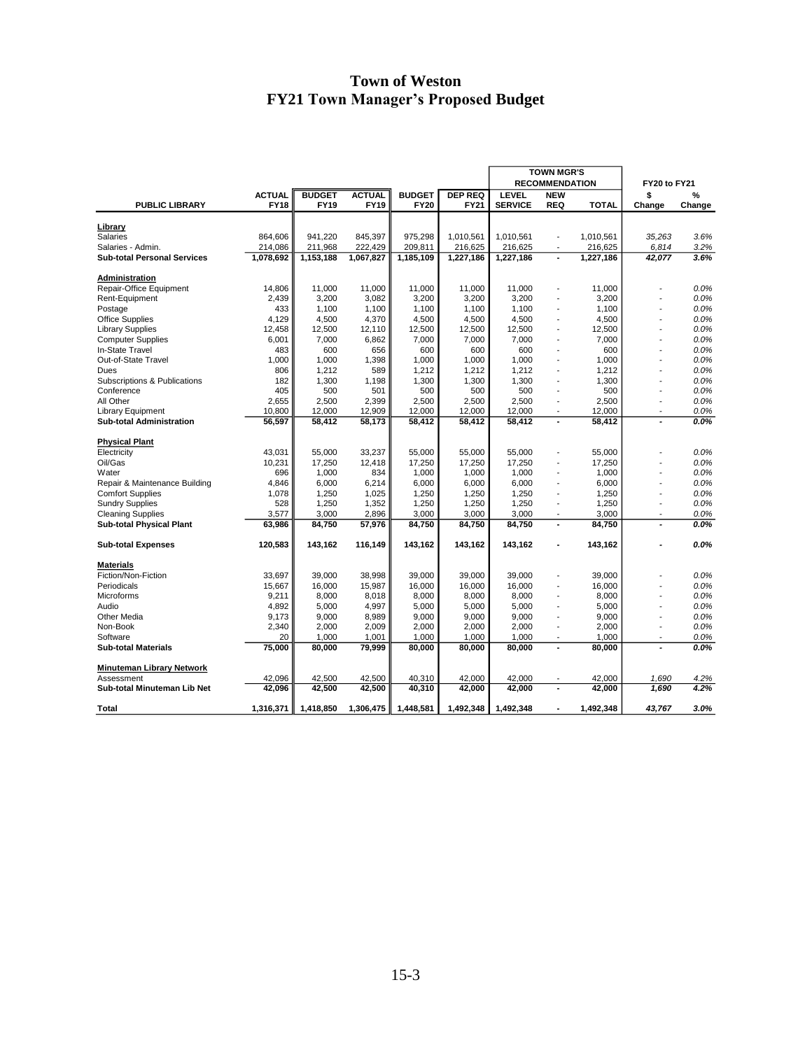# Town of Weston
## FY21 Town Manager's Proposed Budget

| | | | | | | TOWN MGR'S RECOMMENDATION | | | FY20 to FY21 | |
|---|---|---|---|---|---|---|---|---|---|---|
| PUBLIC LIBRARY | ACTUAL FY18 | BUDGET FY19 | ACTUAL FY19 | BUDGET FY20 | DEP REQ FY21 | LEVEL SERVICE | NEW REQ | TOTAL | $ Change | % Change |
| **Library** | | | | | | | | | | |
| Salaries | 864,606 | 941,220 | 845,397 | 975,298 | 1,010,561 | 1,010,561 | - | 1,010,561 | *35,263* | *3.6%* |
| Salaries - Admin. | 214,086 | 211,968 | 222,429 | 209,811 | 216,625 | 216,625 | - | 216,625 | *6,814* | *3.2%* |
| **Sub-total Personal Services** | **1,078,692** | **1,153,188** | **1,067,827** | **1,185,109** | **1,227,186** | **1,227,186** | **-** | **1,227,186** | ***42,077*** | ***3.6%*** |
| **Administration** | | | | | | | | | | |
| Repair-Office Equipment | 14,806 | 11,000 | 11,000 | 11,000 | 11,000 | 11,000 | - | 11,000 | - | *0.0%* |
| Rent-Equipment | 2,439 | 3,200 | 3,082 | 3,200 | 3,200 | 3,200 | - | 3,200 | - | *0.0%* |
| Postage | 433 | 1,100 | 1,100 | 1,100 | 1,100 | 1,100 | - | 1,100 | - | *0.0%* |
| Office Supplies | 4,129 | 4,500 | 4,370 | 4,500 | 4,500 | 4,500 | - | 4,500 | - | *0.0%* |
| Library Supplies | 12,458 | 12,500 | 12,110 | 12,500 | 12,500 | 12,500 | - | 12,500 | - | *0.0%* |
| Computer Supplies | 6,001 | 7,000 | 6,862 | 7,000 | 7,000 | 7,000 | - | 7,000 | - | *0.0%* |
| In-State Travel | 483 | 600 | 656 | 600 | 600 | 600 | - | 600 | - | *0.0%* |
| Out-of-State Travel | 1,000 | 1,000 | 1,398 | 1,000 | 1,000 | 1,000 | - | 1,000 | - | *0.0%* |
| Dues | 806 | 1,212 | 589 | 1,212 | 1,212 | 1,212 | - | 1,212 | - | *0.0%* |
| Subscriptions & Publications | 182 | 1,300 | 1,198 | 1,300 | 1,300 | 1,300 | - | 1,300 | - | *0.0%* |
| Conference | 405 | 500 | 501 | 500 | 500 | 500 | - | 500 | - | *0.0%* |
| All Other | 2,655 | 2,500 | 2,399 | 2,500 | 2,500 | 2,500 | - | 2,500 | - | *0.0%* |
| Library Equipment | 10,800 | 12,000 | 12,909 | 12,000 | 12,000 | 12,000 | - | 12,000 | - | *0.0%* |
| **Sub-total Administration** | **56,597** | **58,412** | **58,173** | **58,412** | **58,412** | **58,412** | **-** | **58,412** | **-** | ***0.0%*** |
| **Physical Plant** | | | | | | | | | | |
| Electricity | 43,031 | 55,000 | 33,237 | 55,000 | 55,000 | 55,000 | - | 55,000 | - | *0.0%* |
| Oil/Gas | 10,231 | 17,250 | 12,418 | 17,250 | 17,250 | 17,250 | - | 17,250 | - | *0.0%* |
| Water | 696 | 1,000 | 834 | 1,000 | 1,000 | 1,000 | - | 1,000 | - | *0.0%* |
| Repair & Maintenance Building | 4,846 | 6,000 | 6,214 | 6,000 | 6,000 | 6,000 | - | 6,000 | - | *0.0%* |
| Comfort Supplies | 1,078 | 1,250 | 1,025 | 1,250 | 1,250 | 1,250 | - | 1,250 | - | *0.0%* |
| Sundry Supplies | 528 | 1,250 | 1,352 | 1,250 | 1,250 | 1,250 | - | 1,250 | - | *0.0%* |
| Cleaning Supplies | 3,577 | 3,000 | 2,896 | 3,000 | 3,000 | 3,000 | - | 3,000 | - | *0.0%* |
| **Sub-total Physical Plant** | **63,986** | **84,750** | **57,976** | **84,750** | **84,750** | **84,750** | **-** | **84,750** | **-** | ***0.0%*** |
| **Sub-total Expenses** | **120,583** | **143,162** | **116,149** | **143,162** | **143,162** | **143,162** | **-** | **143,162** | **-** | ***0.0%*** |
| **Materials** | | | | | | | | | | |
| Fiction/Non-Fiction | 33,697 | 39,000 | 38,998 | 39,000 | 39,000 | 39,000 | - | 39,000 | - | *0.0%* |
| Periodicals | 15,667 | 16,000 | 15,987 | 16,000 | 16,000 | 16,000 | - | 16,000 | - | *0.0%* |
| Microforms | 9,211 | 8,000 | 8,018 | 8,000 | 8,000 | 8,000 | - | 8,000 | - | *0.0%* |
| Audio | 4,892 | 5,000 | 4,997 | 5,000 | 5,000 | 5,000 | - | 5,000 | - | *0.0%* |
| Other Media | 9,173 | 9,000 | 8,989 | 9,000 | 9,000 | 9,000 | - | 9,000 | - | *0.0%* |
| Non-Book | 2,340 | 2,000 | 2,009 | 2,000 | 2,000 | 2,000 | - | 2,000 | - | *0.0%* |
| Software | 20 | 1,000 | 1,001 | 1,000 | 1,000 | 1,000 | - | 1,000 | - | *0.0%* |
| **Sub-total Materials** | **75,000** | **80,000** | **79,999** | **80,000** | **80,000** | **80,000** | **-** | **80,000** | **-** | ***0.0%*** |
| **Minuteman Library Network** | | | | | | | | | | |
| Assessment | 42,096 | 42,500 | 42,500 | 40,310 | 42,000 | 42,000 | - | 42,000 | *1,690* | *4.2%* |
| **Sub-total Minuteman Lib Net** | **42,096** | **42,500** | **42,500** | **40,310** | **42,000** | **42,000** | **-** | **42,000** | ***1,690*** | ***4.2%*** |
| **Total** | **1,316,371** | **1,418,850** | **1,306,475** | **1,448,581** | **1,492,348** | **1,492,348** | **-** | **1,492,348** | ***43,767*** | ***3.0%*** |